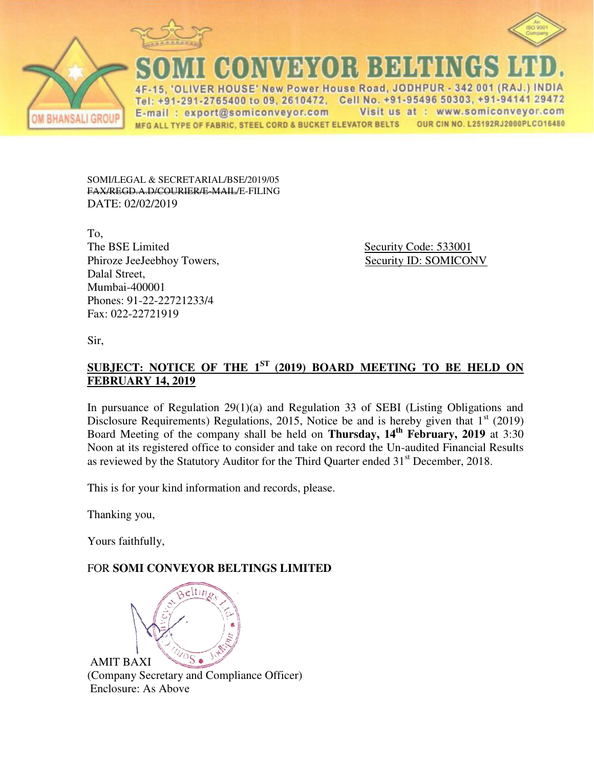# SOMI CONVEYOR BELTINGS LTD.

4F-15, 'OLIVER HOUSE' New Power House Road, JODHPUR - 342 001 (RAJ.) INDIA
Tel: +91-291-2765400 to 09, 2610472, Cell No. +91-95496 50303, +91-94141 29472
E-mail : export@somiconveyor.com Visit us at : www.somiconveyor.com
MFG ALL TYPE OF FABRIC, STEEL CORD & BUCKET ELEVATOR BELTS OUR CIN NO. L25192RJ2000PLCO16480

OM BHANSALI GROUP

An ISO 9001 Company

SOMI/LEGAL & SECRETARIAL/BSE/2019/05
~~FAX/REGD.A.D/COURIER/E-MAIL~~/E-FILING
DATE: 02/02/2019

To,
The BSE Limited
Phiroze JeeJeebhoy Towers,
Dalal Street,
Mumbai-400001
Phones: 91-22-22721233/4
Fax: 022-22721919

Security Code: 533001
Security ID: SOMICONV

Sir,

**SUBJECT: NOTICE OF THE 1ST (2019) BOARD MEETING TO BE HELD ON FEBRUARY 14, 2019**

In pursuance of Regulation 29(1)(a) and Regulation 33 of SEBI (Listing Obligations and Disclosure Requirements) Regulations, 2015, Notice be and is hereby given that 1st (2019) Board Meeting of the company shall be held on **Thursday, 14th February, 2019** at 3:30 Noon at its registered office to consider and take on record the Un-audited Financial Results as reviewed by the Statutory Auditor for the Third Quarter ended 31st December, 2018.

This is for your kind information and records, please.

Thanking you,

Yours faithfully,

FOR **SOMI CONVEYOR BELTINGS LIMITED**

AMIT BAXI
(Company Secretary and Compliance Officer)
Enclosure: As Above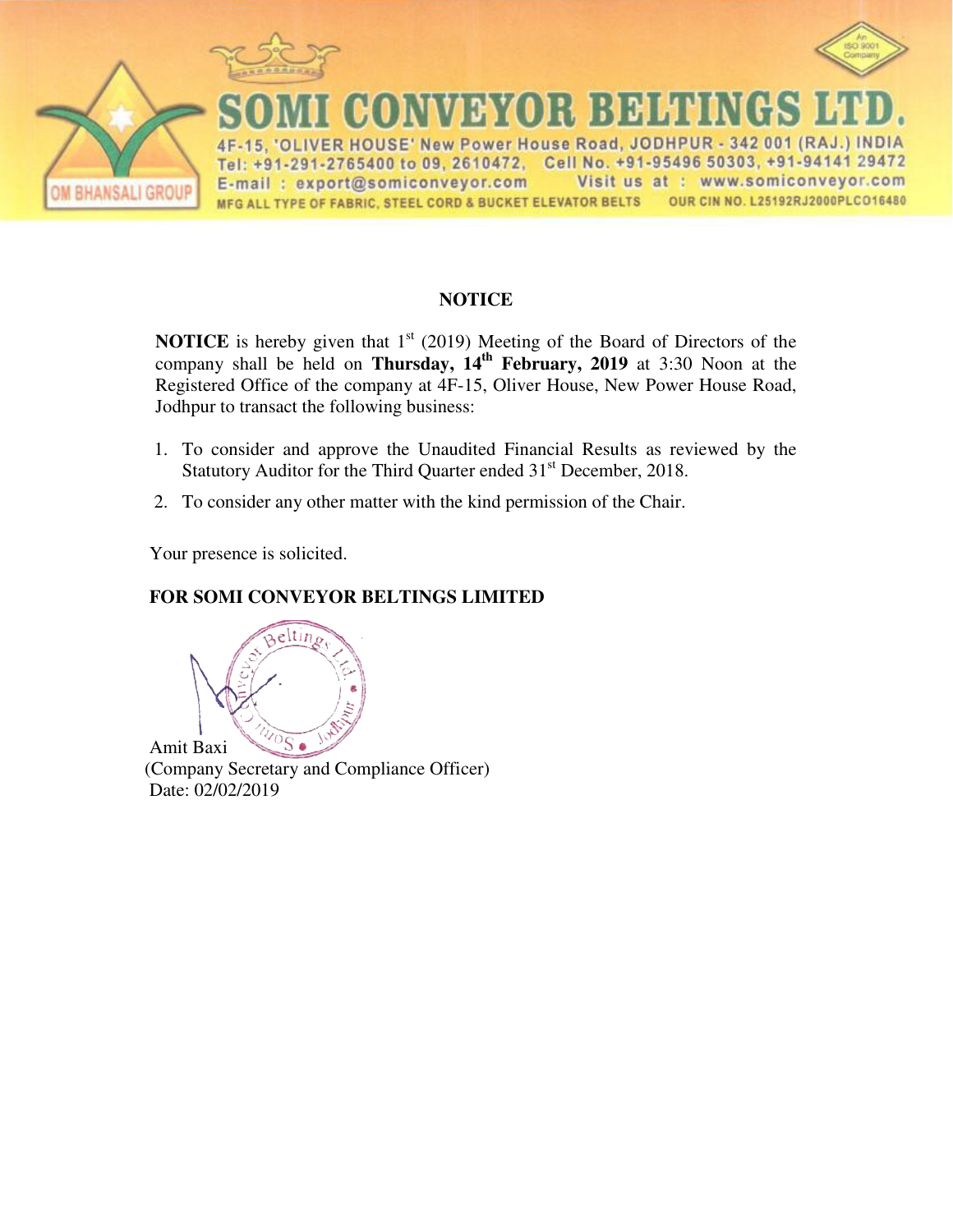# SOMI CONVEYOR BELTINGS LTD.

4F-15, 'OLIVER HOUSE' New Power House Road, JODHPUR - 342 001 (RAJ.) INDIA
Tel: +91-291-2765400 to 09, 2610472, Cell No. +91-95496 50303, +91-94141 29472
E-mail : export@somiconveyor.com Visit us at : www.somiconveyor.com
MFG ALL TYPE OF FABRIC, STEEL CORD & BUCKET ELEVATOR BELTS OUR CIN NO. L25192RJ2000PLCO16480

OM BHANSALI GROUP

## NOTICE

**NOTICE** is hereby given that 1st (2019) Meeting of the Board of Directors of the company shall be held on **Thursday, 14th February, 2019** at 3:30 Noon at the Registered Office of the company at 4F-15, Oliver House, New Power House Road, Jodhpur to transact the following business:

1. To consider and approve the Unaudited Financial Results as reviewed by the Statutory Auditor for the Third Quarter ended 31st December, 2018.
2. To consider any other matter with the kind permission of the Chair.

Your presence is solicited.

**FOR SOMI CONVEYOR BELTINGS LIMITED**

Amit Baxi
(Company Secretary and Compliance Officer)
Date: 02/02/2019